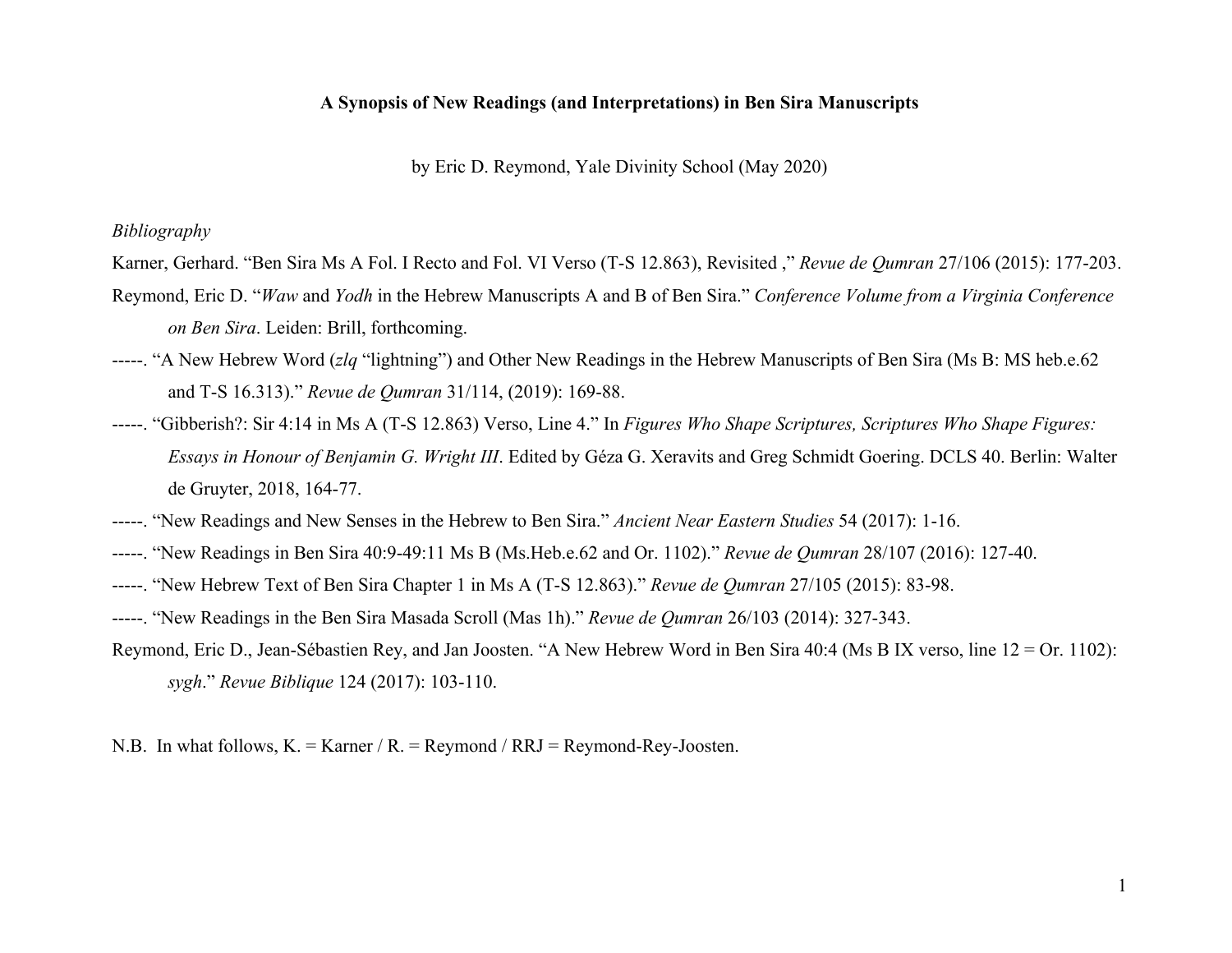**A Synopsis of New Readings (and Interpretations) in Ben Sira Manuscripts**

by Eric D. Reymond, Yale Divinity School (May 2020)

*Bibliography*

Karner, Gerhard. "Ben Sira Ms A Fol. I Recto and Fol. VI Verso (T-S 12.863), Revisited ," *Revue de Qumran* 27/106 (2015): 177-203.

Reymond, Eric D. "*Waw* and *Yodh* in the Hebrew Manuscripts A and B of Ben Sira." *Conference Volume from a Virginia Conference on Ben Sira*. Leiden: Brill, forthcoming.

-----. "A New Hebrew Word (*zlq* "lightning") and Other New Readings in the Hebrew Manuscripts of Ben Sira (Ms B: MS heb.e.62 and T-S 16.313)." *Revue de Qumran* 31/114, (2019): 169-88.

-----. "Gibberish?: Sir 4:14 in Ms A (T-S 12.863) Verso, Line 4." In *Figures Who Shape Scriptures, Scriptures Who Shape Figures: Essays in Honour of Benjamin G. Wright III*. Edited by Géza G. Xeravits and Greg Schmidt Goering. DCLS 40. Berlin: Walter de Gruyter, 2018, 164-77.

-----. "New Readings and New Senses in the Hebrew to Ben Sira." *Ancient Near Eastern Studies* 54 (2017): 1-16.

-----. "New Readings in Ben Sira 40:9-49:11 Ms B (Ms.Heb.e.62 and Or. 1102)." *Revue de Qumran* 28/107 (2016): 127-40.

-----. "New Hebrew Text of Ben Sira Chapter 1 in Ms A (T-S 12.863)." *Revue de Qumran* 27/105 (2015): 83-98.

-----. "New Readings in the Ben Sira Masada Scroll (Mas 1h)." *Revue de Qumran* 26/103 (2014): 327-343.

Reymond, Eric D., Jean-Sébastien Rey, and Jan Joosten. "A New Hebrew Word in Ben Sira 40:4 (Ms B IX verso, line 12 = Or. 1102): *sygh*." *Revue Biblique* 124 (2017): 103-110.

N.B. In what follows, K. = Karner / R. = Reymond / RRJ = Reymond-Rey-Joosten.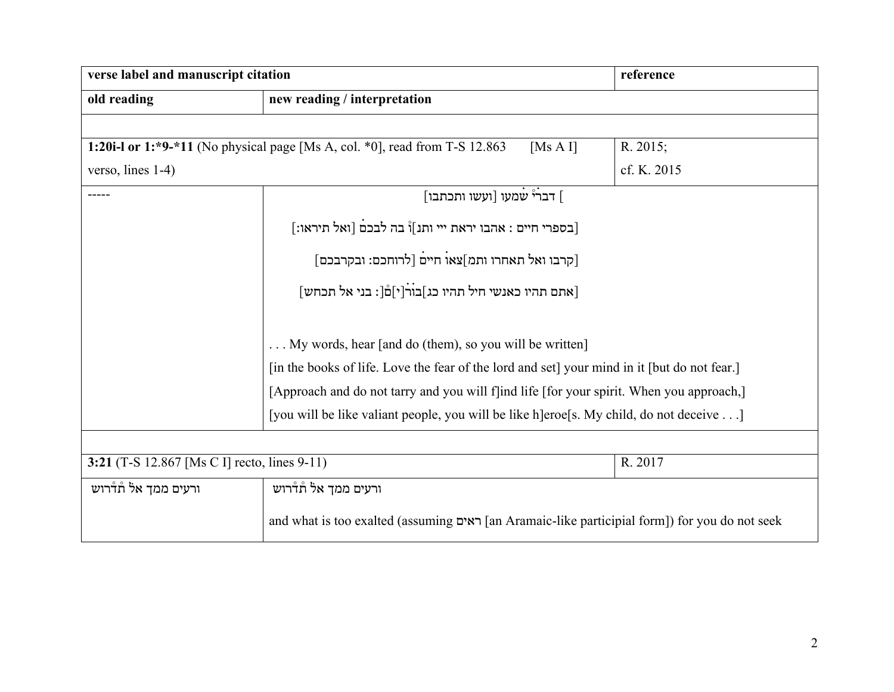| verse label and manuscript citation | | reference |
| --- | --- | --- |
| **old reading** | **new reading / interpretation** | |
| | | |
| **1:20i-l or 1:*9-*11** (No physical page [Ms A, col. *0], read from T-S 12.863 [Ms A I] verso, lines 1-4) | | R. 2015; cf. K. 2015 |
| ----- | ] דבריْ שׁמעו [ועשו ותכתבו]<br>[בספרי חיים : אהבו יראת ייי ותנ]וْ בה לבכםׄ [ואל תיראו:]<br>[קרבו ואל תאחרו ותמ]צאוׄ חייםׄ [לרוחכם: ובקרבכם]<br>[אתם תהיו כאנשי חיל תהיו כג]בוׄרׄ[י]םْ[: בני אל תכחש]<br><br>. . . My words, hear [and do (them), so you will be written]<br>[in the books of life. Love the fear of the lord and set] your mind in it [but do not fear.]<br>[Approach and do not tarry and you will f]ind life [for your spirit. When you approach,]<br>[you will be like valiant people, you will be like h]eroe[s. My child, do not deceive . . .] | |
| | | |
| **3:21** (T-S 12.867 [Ms C I] recto, lines 9-11) | | R. 2017 |
| ורעים ממך אלׄ תْדْרוש | ורעים ממך אלׄ תْדْרוש<br><br>and what is too exalted (assuming ראים [an Aramaic-like participial form]) for you do not seek | |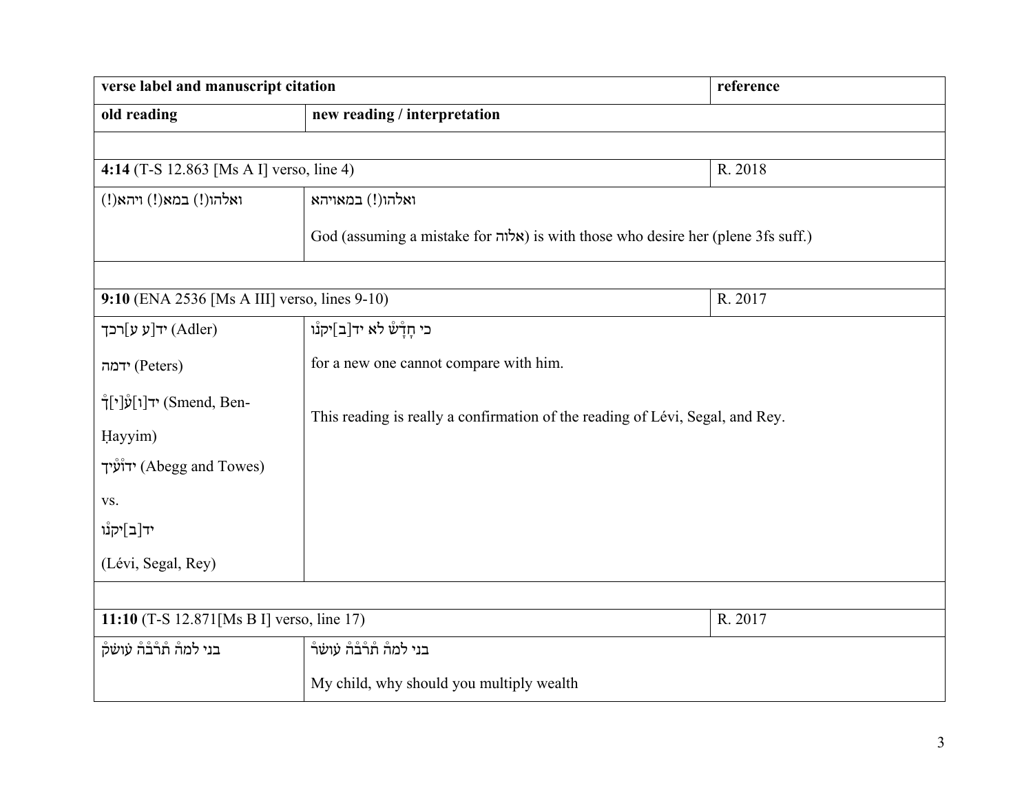| verse label and manuscript citation | | reference |
|---|---|---|
| **old reading** | **new reading / interpretation** | |
| | | |
| **4:14** (T-S 12.863 [Ms A I] verso, line 4) | | R. 2018 |
| ואלהו(!) במא(!) ויהא(!) | ואלהו(!) במאויהא<br><br>God (assuming a mistake for אלוה) is with those who desire her (plene 3fs suff.) | |
| | | |
| **9:10** (ENA 2536 [Ms A III] verso, lines 9-10) | | R. 2017 |
| יד[ע ע]רכך (Adler)<br><br>ידמה (Peters)<br><br>יד[ו]עֿ[י]ךֿ (Smend, Ben-Ḥayyim)<br><br>ידוֿעֿיך (Abegg and Towes)<br><br>vs.<br><br>יד[ב]יקנֿו<br><br>(Lévi, Segal, Rey) | כי חָדָשֿ לא יד[ב]יקנֿו<br><br>for a new one cannot compare with him.<br><br>This reading is really a confirmation of the reading of Lévi, Segal, and Rey. | |
| | | |
| **11:10** (T-S 12.871[Ms B I] verso, line 17) | | R. 2017 |
| בני למהֿ תֿרֿבֿהֿ עֿושקֿ | בני למהֿ תֿרֿבֿהֿ עֿושרֿ<br><br>My child, why should you multiply wealth | |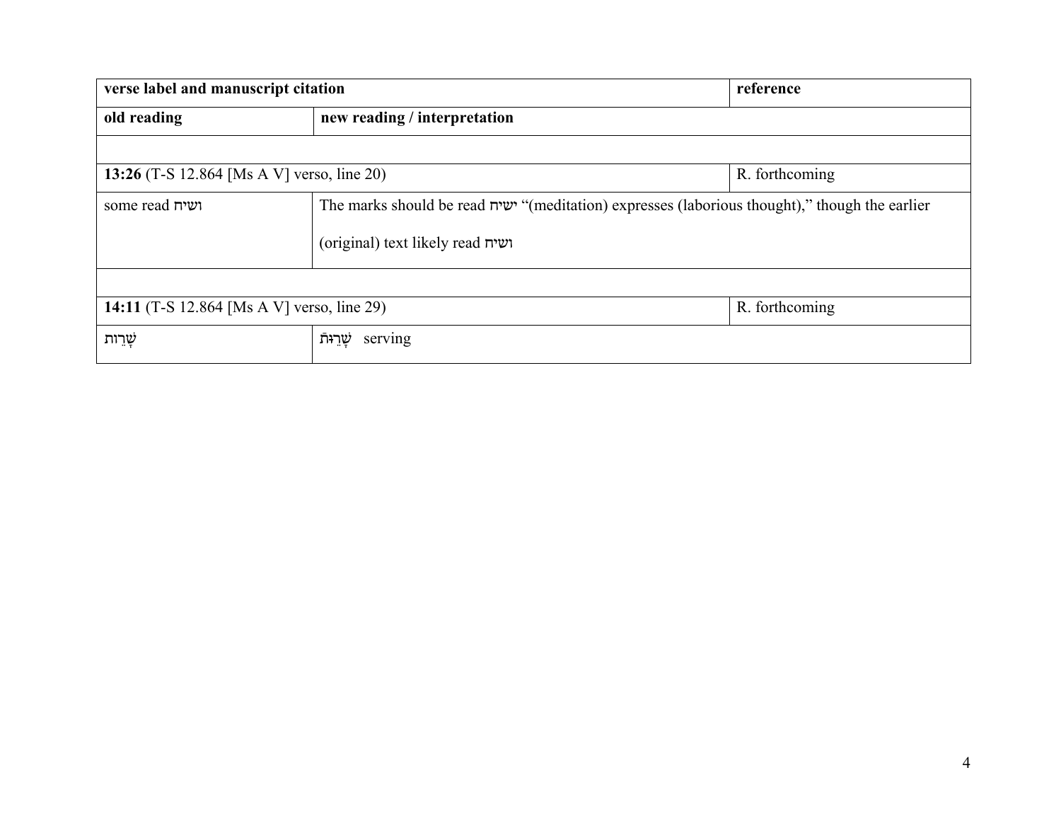| verse label and manuscript citation | | reference |
|---|---|---|
| **old reading** | **new reading / interpretation** | |
| | | |
| **13:26** (T-S 12.864 [Ms A V] verso, line 20) | | R. forthcoming |
| some read ושיח | The marks should be read ישיח "(meditation) expresses (laborious thought)," though the earlier (original) text likely read ושיח | |
| | | |
| **14:11** (T-S 12.864 [Ms A V] verso, line 29) | | R. forthcoming |
| שָׁרֵות | שָׁרֵוּת֯ serving | |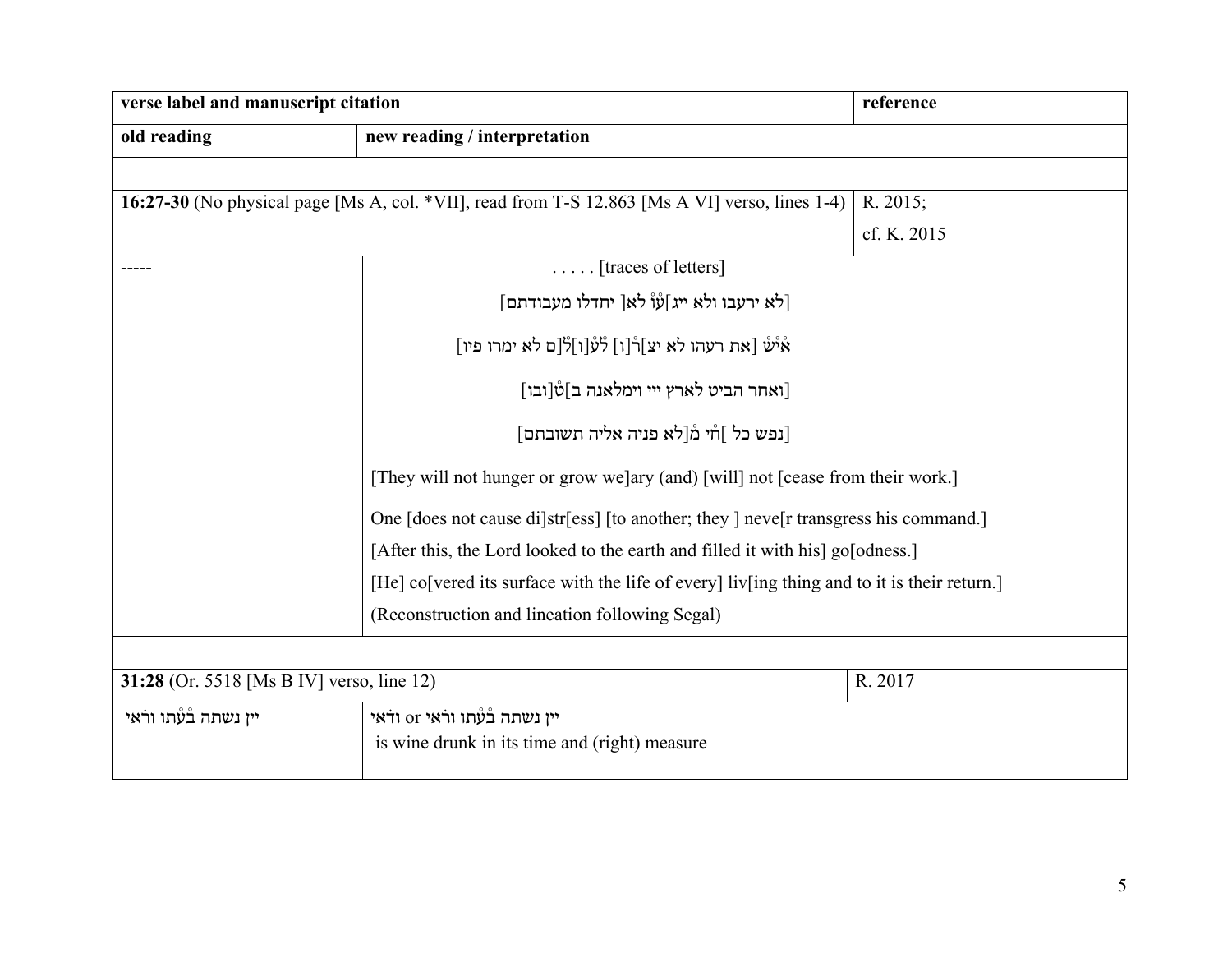| verse label and manuscript citation | | reference |
|---|---|---|
| **old reading** | **new reading / interpretation** | |
| | | |
| **16:27-30** (No physical page [Ms A, col. *VII], read from T-S 12.863 [Ms A VI] verso, lines 1-4) | | R. 2015; cf. K. 2015 |
| ----- | . . . . . [traces of letters]<br>[לא ירעבו ולא ייג]עֳוֺ לא[ יחדלו מעבודתם]<br>אִׄיִׄשׁׄ [את רעהו לא יצ]רׄ[ו] לׄעׄ[ו]לׄ[ם לא ימרו פיו]<br>[ואחר הביט לארץ ייי וימלאנה ב]טׄ[ובו]<br>[נפש כל ]חׄי מׄ[לא פניה אליה תשובתם]<br>[They will not hunger or grow we]ary (and) [will] not [cease from their work.]<br>One [does not cause di]str[ess] [to another; they ] neve[r transgress his command.]<br>[After this, the Lord looked to the earth and filled it with his] go[odness.]<br>[He] co[vered its surface with the life of every] liv[ing thing and to it is their return.]<br>(Reconstruction and lineation following Segal) | |
| | | |
| **31:28** (Or. 5518 [Ms B IV] verso, line 12) | | R. 2017 |
| יין נשתה בְּעִתו ורֹאי | יין נשתה בְּעִתו ורֹאי or ודֹאי<br>is wine drunk in its time and (right) measure | |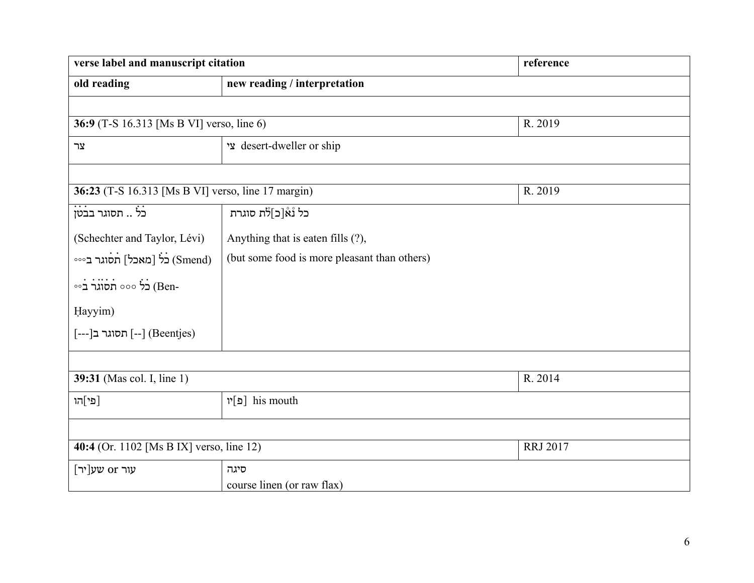| verse label and manuscript citation | | reference |
|---|---|---|
| **old reading** | **new reading / interpretation** | |
| | | |
| **36:9** (T-S 16.313 [Ms B VI] verso, line 6) | | R. 2019 |
| צר | צי desert-dweller or ship | |
| | | |
| **36:23** (T-S 16.313 [Ms B VI] verso, line 17 margin) | | R. 2019 |
| כֹּלֹ .. תסוגר בבֹטֹןֹ (Schechter and Taylor, Lévi) כֹּלֹ [מאכל] תֹסוגר ב∘∘∘ (Smend) כֹּלֹ ∘∘∘ תֹסֹוֹגֹרֹ בֹּ∘∘ (Ben-Ḥayyim) [---]תסוגר ב[--] (Beentjes) | כל נֶאֱ[כ]לֶת סוגרת Anything that is eaten fills (?), (but some food is more pleasant than others) | |
| | | |
| **39:31** (Mas col. I, line 1) | | R. 2014 |
| [פי]הו | [פ]יו his mouth | |
| | | |
| **40:4** (Or. 1102 [Ms B IX] verso, line 12) | | RRJ 2017 |
| עור or שע[יר] | סיגה course linen (or raw flax) | |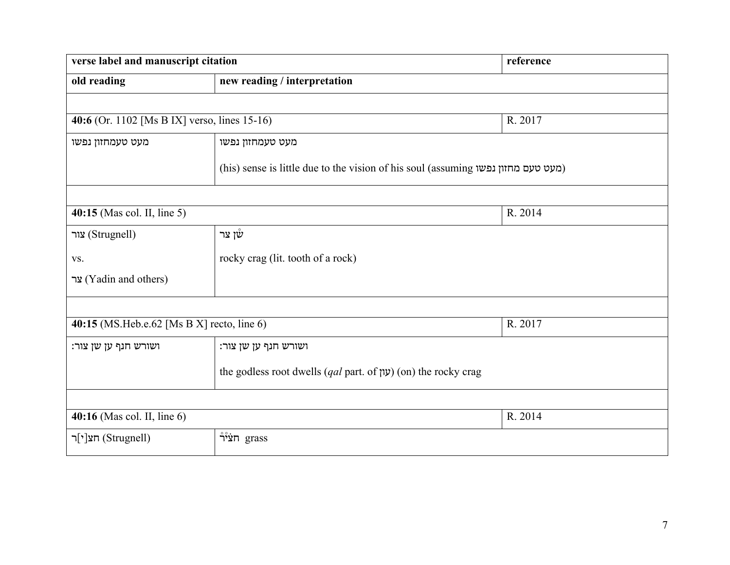| verse label and manuscript citation | | reference |
| --- | --- | --- |
| **old reading** | **new reading / interpretation** | |
| | | |
| **40:6** (Or. 1102 [Ms B IX] verso, lines 15-16) | | R. 2017 |
| מעט טעמחזון נפשו | מעט טעמחזון נפשו<br><br>(his) sense is little due to the vision of his soul (assuming מעט טעם מחזון נפשו) | |
| | | |
| **40:15** (Mas col. II, line 5) | | R. 2014 |
| צור (Strugnell)<br><br>vs.<br><br>צר (Yadin and others) | שֿן צר<br><br>rocky crag (lit. tooth of a rock) | |
| | | |
| **40:15** (MS.Heb.e.62 [Ms B X] recto, line 6) | | R. 2017 |
| ושורש חנף ען שן צור: | ושורש חנף ען שן צור:<br><br>the godless root dwells (*qal* part. of עון) (on) the rocky crag | |
| | | |
| **40:16** (Mas col. II, line 6) | | R. 2014 |
| חצ[י]ר (Strugnell) | חצֿיֿר grass | |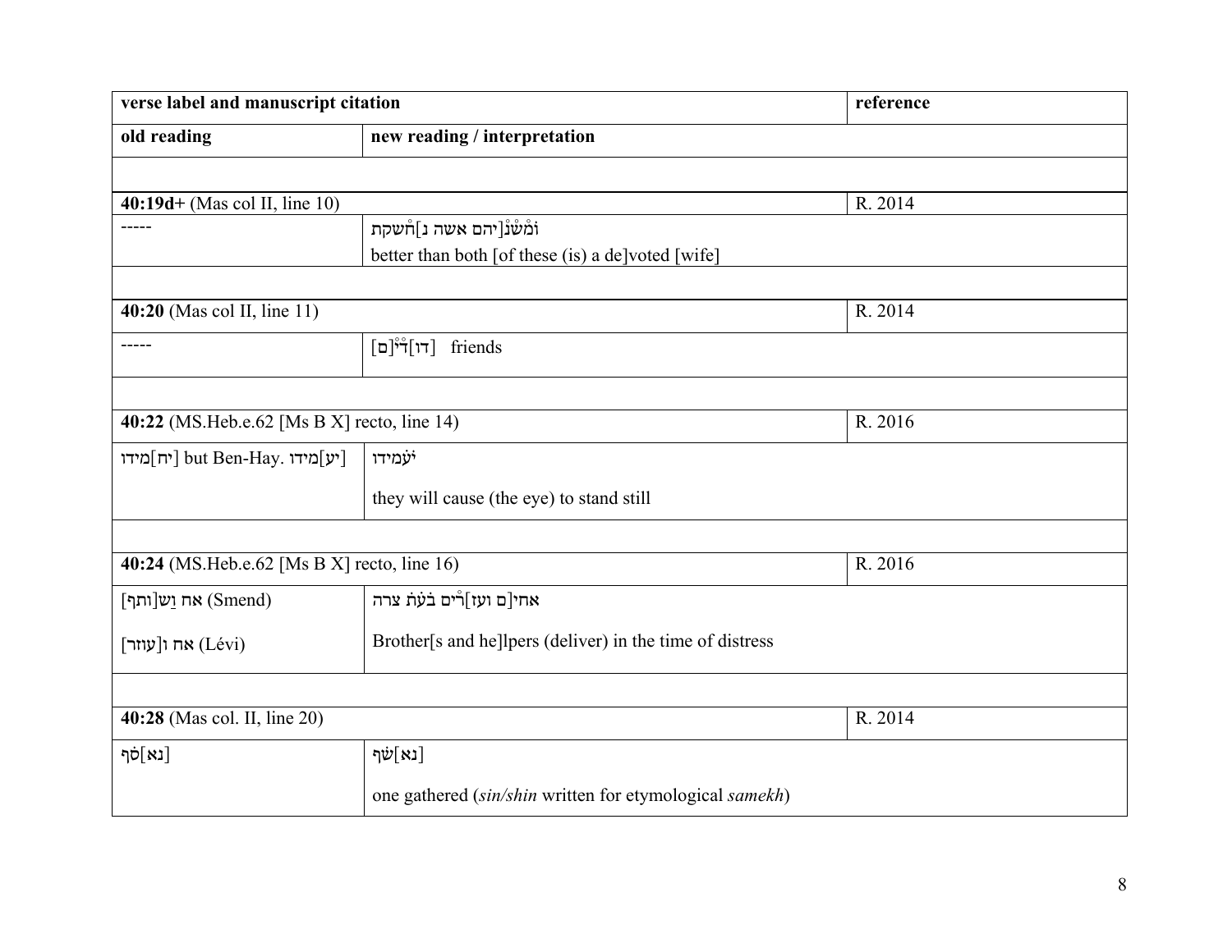| verse label and manuscript citation | | reference |
|---|---|---|
| **old reading** | **new reading / interpretation** | |
| | | |
| **40:19d+** (Mas col II, line 10) | | R. 2014 |
| ----- | וּמִשְּׁנֵ֯[יהם אשה נ]חֱשקת<br>better than both [of these (is) a de]voted [wife] | |
| | | |
| **40:20** (Mas col II, line 11) | | R. 2014 |
| ----- | [דו]דֵּ֯[ם]   friends | |
| | | |
| **40:22** (MS.Heb.e.62 [Ms B X] recto, line 14) | | R. 2016 |
| [יח]מידו but Ben-Hay. [יע]מידו | יַעֲמידו<br>they will cause (the eye) to stand still | |
| | | |
| **40:24** (MS.Heb.e.62 [Ms B X] recto, line 16) | | R. 2016 |
| אח וַשׁ[ותף] (Smend)<br>אח ו[עוזר] (Lévi) | אחי[ם ועז]רִ֯ים בְּעֵת צרה<br>Brother[s and he]lpers (deliver) in the time of distress | |
| | | |
| **40:28** (Mas col. II, line 20) | | R. 2014 |
| [נא]סֹף | [נא]שֹׂף<br>one gathered (*sin/shin* written for etymological *samekh*) | |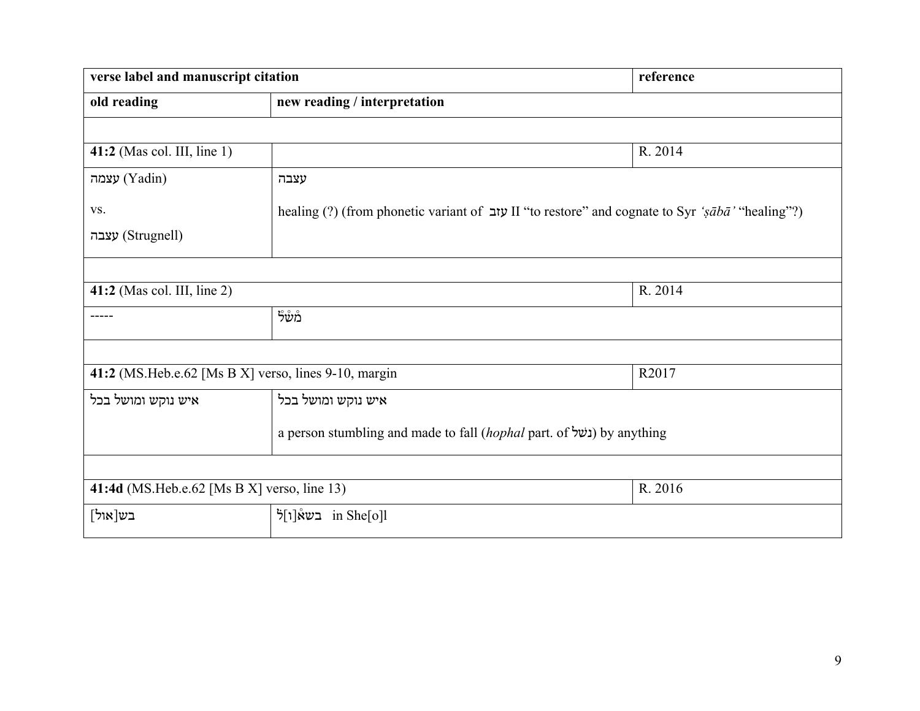| verse label and manuscript citation | | reference |
|---|---|---|
| **old reading** | **new reading / interpretation** | |
| | | |
| **41:2** (Mas col. III, line 1) | | R. 2014 |
| עצמה (Yadin)<br><br>vs.<br><br>עצבה (Strugnell) | עצבה<br><br>healing (?) (from phonetic variant of **עזב** II "to restore" and cognate to Syr *'ṣābā'* "healing"?) | |
| | | |
| **41:2** (Mas col. III, line 2) | | R. 2014 |
| ----- | מֹשׁׄלׄ | |
| | | |
| **41:2** (MS.Heb.e.62 [Ms B X] verso, lines 9-10, margin | | R2017 |
| איש נוקש ומושל בכל | איש נוקש ומושל בכל<br><br>a person stumbling and made to fall (*hophal* part. of נשל) by anything | |
| | | |
| **41:4d** (MS.Heb.e.62 [Ms B X] verso, line 13) | | R. 2016 |
| בש[אול] | בשאׄ[ו]לׄ in She[o]l | |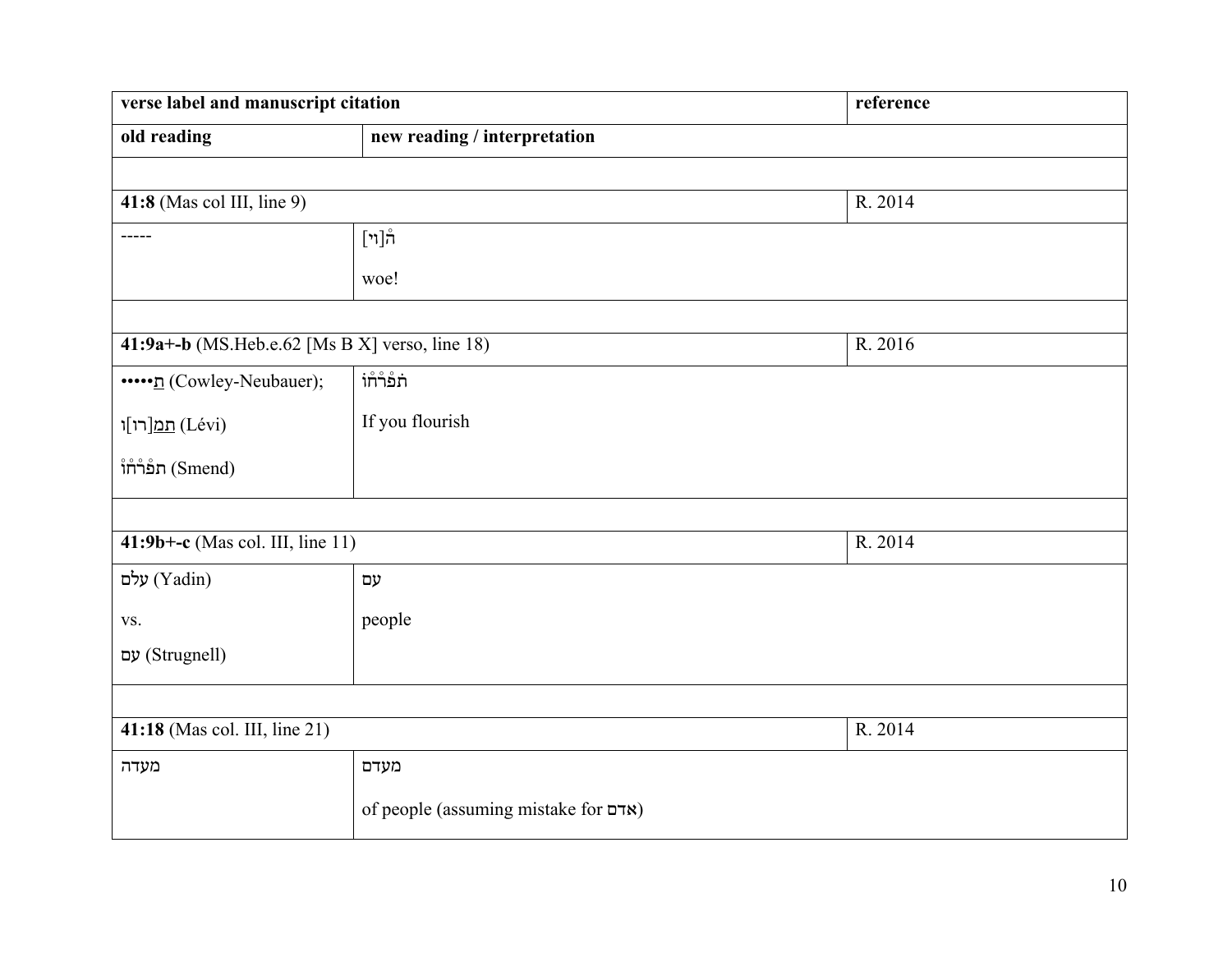| verse label and manuscript citation | | reference |
|---|---|---|
| **old reading** | **new reading / interpretation** | |
| | | |
| **41:8** (Mas col III, line 9) | | R. 2014 |
| ----- | ה̊[וי]<br><br>woe! | |
| | | |
| **41:9a+-b** (MS.Heb.e.62 [Ms B X] verso, line 18) | | R. 2016 |
| •••••ת֯ (Cowley-Neubauer);<br><br>ת̱מ̱[רו]ו (Lévi)<br><br>תפ̊ר̊ח̊ו̊ (Smend) | ת̊פ̊ר̊ח̊ו̊<br><br>If you flourish | |
| | | |
| **41:9b+-c** (Mas col. III, line 11) | | R. 2014 |
| עלם̊ (Yadin)<br><br>vs.<br><br>עם (Strugnell) | עם<br><br>people | |
| | | |
| **41:18** (Mas col. III, line 21) | | R. 2014 |
| מעדה | מעדם<br><br>of people (assuming mistake for אדם) | |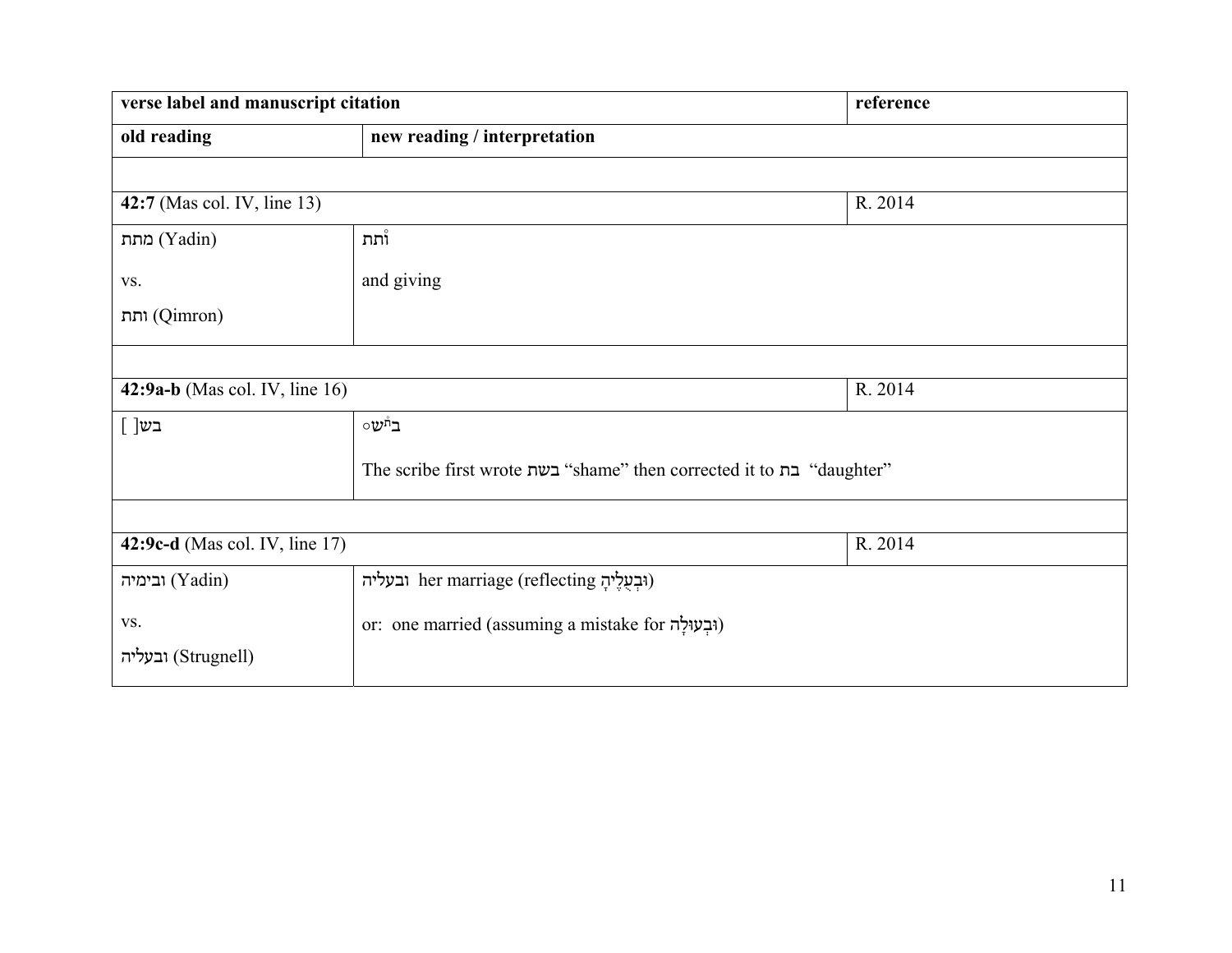| verse label and manuscript citation | | reference |
|---|---|---|
| **old reading** | **new reading / interpretation** | |
| | | |
| **42:7** (Mas col. IV, line 13) | | R. 2014 |
| מתת (Yadin)<br><br>vs.<br><br>ותת (Qimron) | ותׄת<br><br>and giving | |
| | | |
| **42:9a-b** (Mas col. IV, line 16) | | R. 2014 |
| בש[ ] | בׄתׄש◦<br><br>The scribe first wrote בשת "shame" then corrected it to בת "daughter" | |
| | | |
| **42:9c-d** (Mas col. IV, line 17) | | R. 2014 |
| ובימיה (Yadin)<br><br>vs.<br><br>ובעליה (Strugnell) | ובעליה her marriage (reflecting וּבְעֻלֶיהָ)<br><br>or: one married (assuming a mistake for וּבְעוּלָה) | |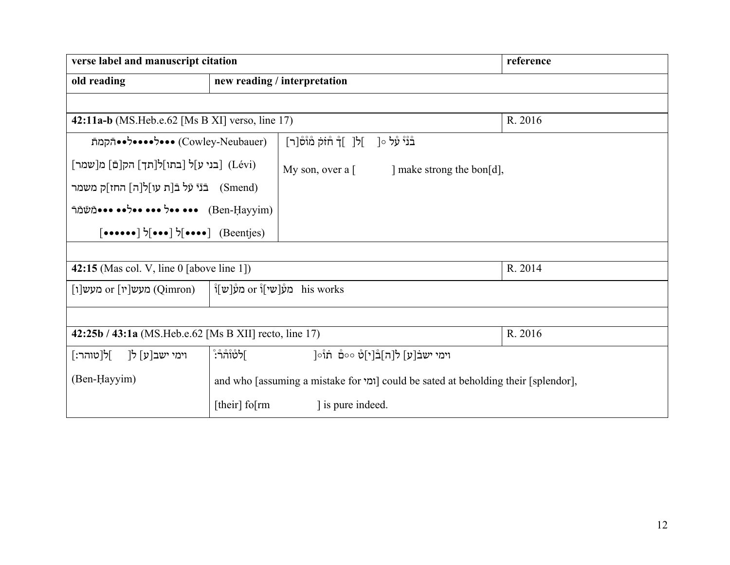| verse label and manuscript citation | | reference |
|---|---|---|
| **old reading** | **new reading / interpretation** | |
| | | |
| **42:11a-b** (MS.Heb.e.62 [Ms B XI] verso, line 17) | | R. 2016 |
| •••ל••••ל••הַקמתּ (Cowley-Neubauer)<br>[בני ע]ל [בתו]ל[תך] הק[ם] מ[שמר] (Lévi)<br>בְּנִי עַל בְּ[ת עו]לָ[ה] החז]ק משמר (Smend)<br>••• ••ל ••• ••ל•• •••מִשְׁמָר (Ben-Ḥayyim)<br>[••••]ל [•••]ל [••••••] (Beentjes) | בְּנִי עַל ○[ ]לְ[ ]ךְ חַזֵּק מוֹסֵ[ר]<br><br>My son, over a [ ] make strong the bon[d], | |
| | | |
| **42:15** (Mas col. V, line 0 [above line 1]) | | R. 2014 |
| מעש[ו] or מעש[יו] (Qimron) | מעְ[ש]וֹ or מעְ[שי]וֹ his works | |
| | | |
| **42:25b / 43:1a** (MS.Heb.e.62 [Ms B XII] recto, line 17) | | R. 2016 |
| וימי ישב[ע] לְ[ ]לְ[טוהר:]<br><br>(Ben-Ḥayyim) | וימי ישבֿ[ע] ל[ה]בֿ[י]טֿ ○○םֿ תֹוֹ○[ ]לטוֹהַרֿ:<br><br>and who [assuming a mistake for ומי] could be sated at beholding their [splendor],<br><br>[their] fo[rm ] is pure indeed. | |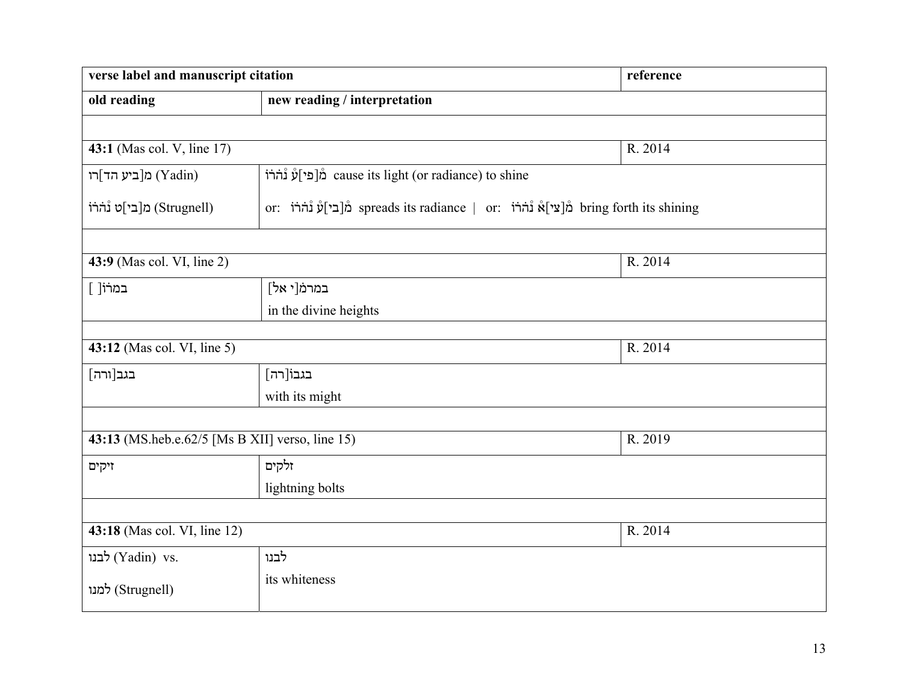| verse label and manuscript citation | | reference |
|---|---|---|
| **old reading** | **new reading / interpretation** | |
| | | |
| **43:1** (Mas col. V, line 17) | | R. 2014 |
| מ[ביע הד]רו (Yadin)<br><br>מ[בי]ט נֹהֹרוֹ (Strugnell) | מְ[פי]עַ נְהֹרוֹ cause its light (or radiance) to shine<br><br>or: מְ[בי]עַ נְהֹרוֹ spreads its radiance \| or: מְ[צי]אְ נְהֹרוֹ bring forth its shining | |
| | | |
| **43:9** (Mas col. VI, line 2) | | R. 2014 |
| במרוֹ[ ] | במרמֹ[י אל]<br>in the divine heights | |
| | | |
| **43:12** (Mas col. VI, line 5) | | R. 2014 |
| בגב[ורה] | בגבוֹ[רה]<br>with its might | |
| | | |
| **43:13** (MS.heb.e.62/5 [Ms B XII] verso, line 15) | | R. 2019 |
| זיקים | זלקים<br>lightning bolts | |
| | | |
| **43:18** (Mas col. VI, line 12) | | R. 2014 |
| לבנו (Yadin) vs.<br><br>למנו (Strugnell) | לבנו<br>its whiteness | |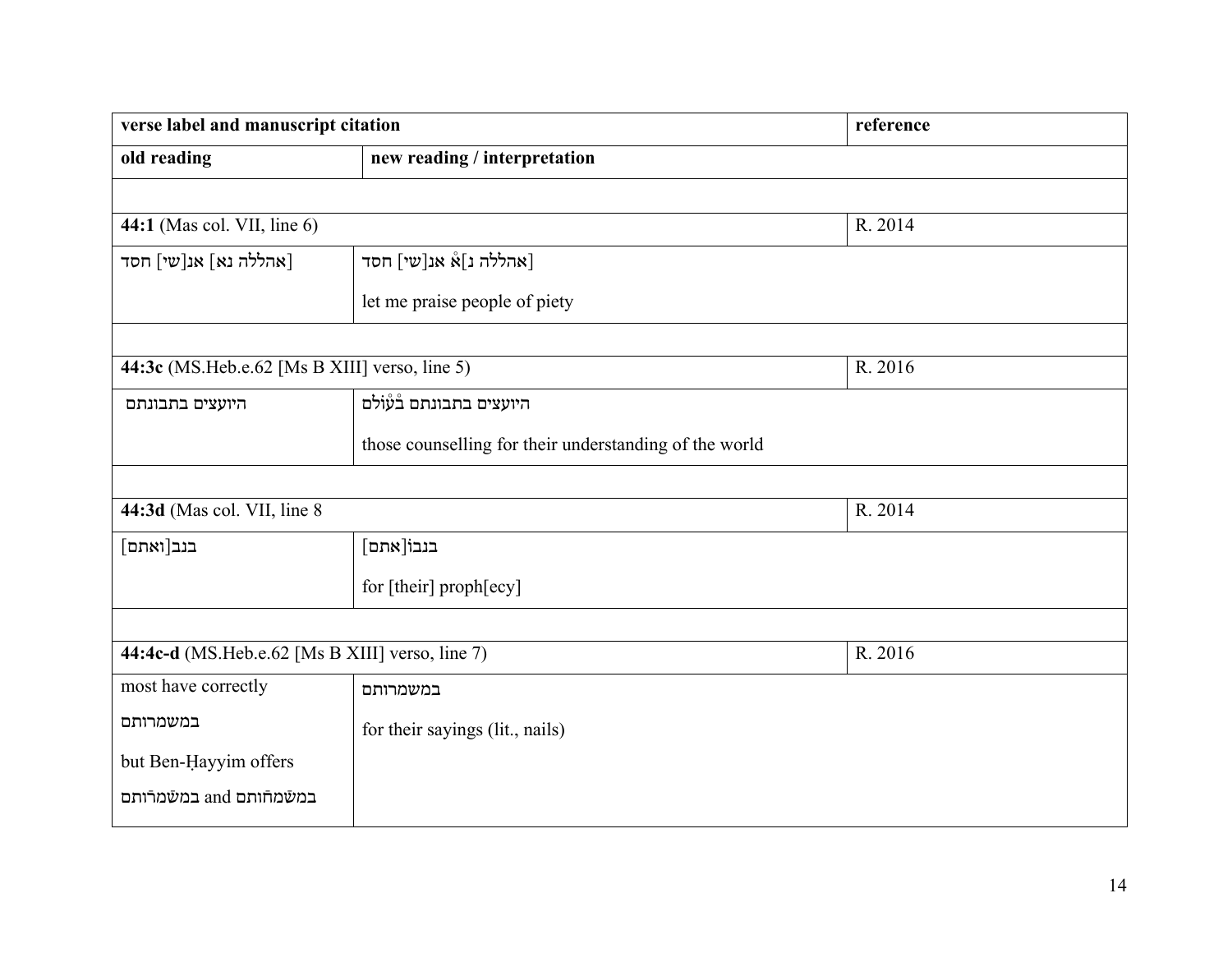| verse label and manuscript citation | | reference |
|---|---|---|
| **old reading** | **new reading / interpretation** | |
| | | |
| **44:1** (Mas col. VII, line 6) | | R. 2014 |
| [אהללה נא] אנ[שי] חסד | [אהללה נ]אֿ אנ[שי] חסד<br><br>let me praise people of piety | |
| | | |
| **44:3c** (MS.Heb.e.62 [Ms B XIII] verso, line 5) | | R. 2016 |
| היועצים בתבונתם | היועצים בתבונתם בֿעֿוֹלם<br><br>those counselling for their understanding of the world | |
| | | |
| **44:3d** (Mas col. VII, line 8 | | R. 2014 |
| בנב[ואתם] | בנבוֿ[אתם]<br><br>for [their] proph[ecy] | |
| | | |
| **44:4c-d** (MS.Heb.e.62 [Ms B XIII] verso, line 7) | | R. 2016 |
| most have correctly<br><br>במשמרותם<br><br>but Ben-Ḥayyim offers<br><br>במשׂמחותם and במשׂמרֹותם | במשמרותם<br><br>for their sayings (lit., nails) | |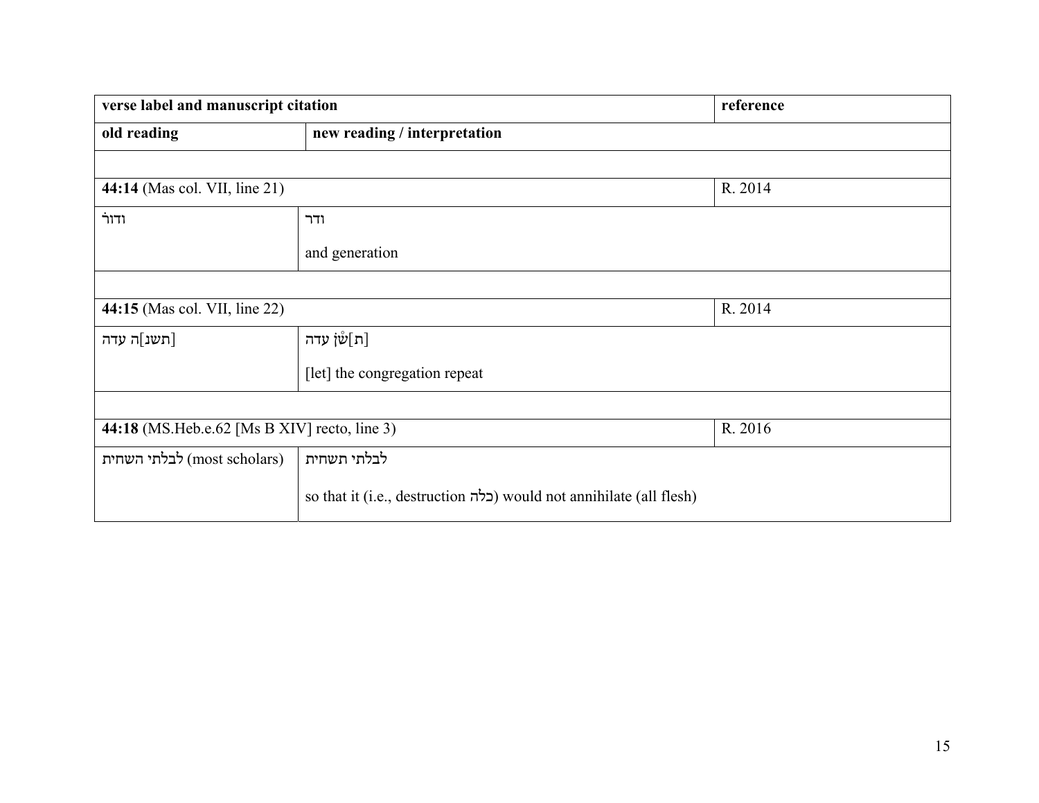| verse label and manuscript citation | | reference |
|---|---|---|
| **old reading** | **new reading / interpretation** | |
| | | |
| **44:14** (Mas col. VII, line 21) | | R. 2014 |
| ודוֹר | ודר<br><br>and generation | |
| | | |
| **44:15** (Mas col. VII, line 22) | | R. 2014 |
| [תשנ]ה עדה | [ת]שֹׁןׄ עדה<br><br>[let] the congregation repeat | |
| | | |
| **44:18** (MS.Heb.e.62 [Ms B XIV] recto, line 3) | | R. 2016 |
| לבלתי השחית (most scholars) | לבלתי תשחית<br><br>so that it (i.e., destruction כלה) would not annihilate (all flesh) | |